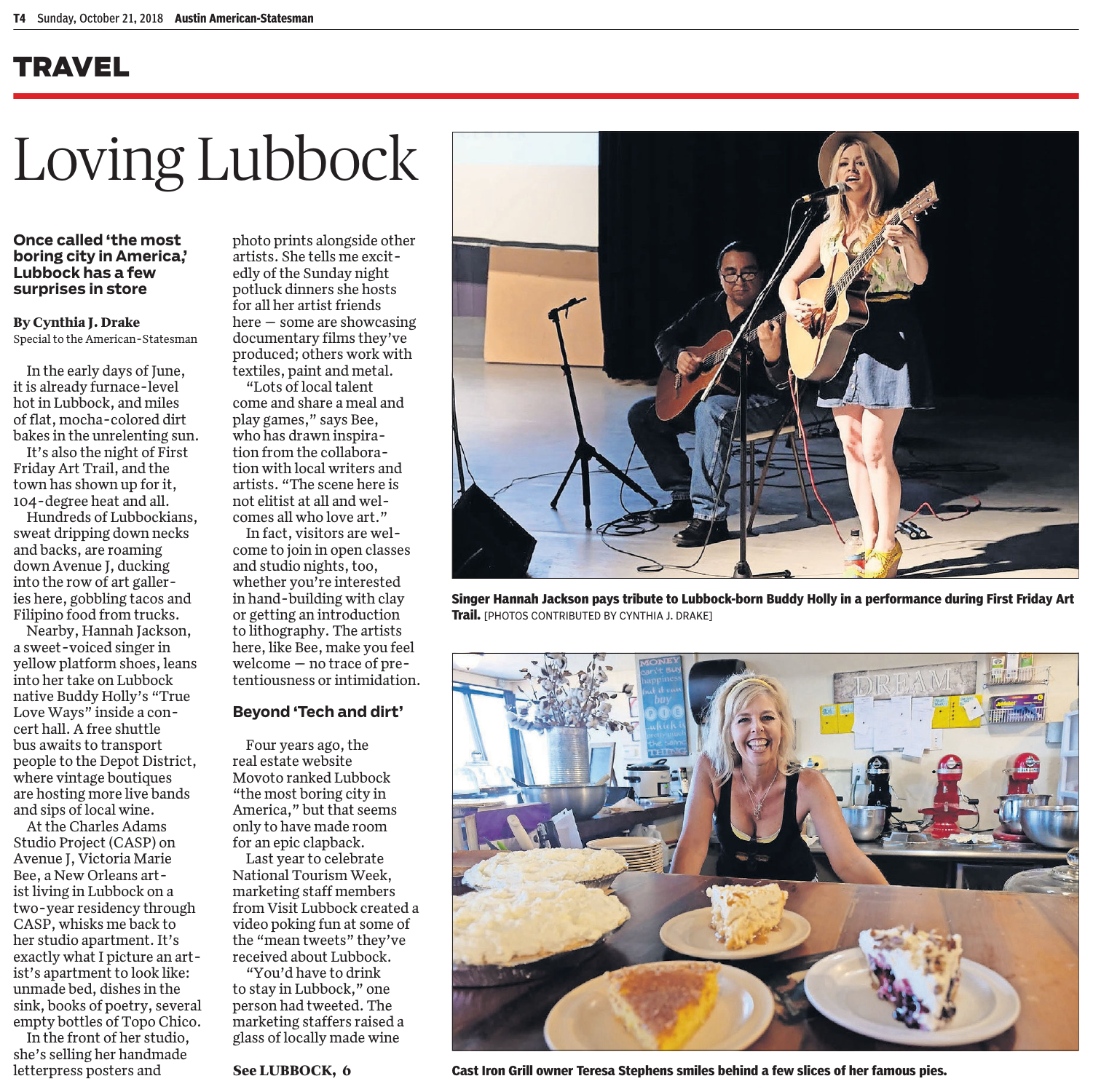# TRAVEL

# Loving Lubbock

**Once called 'the most boring city in America,' Lubbock has a few surprises in store**

**By Cynthia J. Drake**
Special to the American-Statesman

In the early days of June, it is already furnace-level hot in Lubbock, and miles of flat, mocha-colored dirt bakes in the unrelenting sun.

It's also the night of First Friday Art Trail, and the town has shown up for it, 104-degree heat and all.

Hundreds of Lubbockians, sweat dripping down necks and backs, are roaming down Avenue J, ducking into the row of art galleries here, gobbling tacos and Filipino food from trucks.

Nearby, Hannah Jackson, a sweet-voiced singer in yellow platform shoes, leans into her take on Lubbock native Buddy Holly's "True Love Ways" inside a concert hall. A free shuttle bus awaits to transport people to the Depot District, where vintage boutiques are hosting more live bands and sips of local wine.

At the Charles Adams Studio Project (CASP) on Avenue J, Victoria Marie Bee, a New Orleans artist living in Lubbock on a two-year residency through CASP, whisks me back to her studio apartment. It's exactly what I picture an artist's apartment to look like: unmade bed, dishes in the sink, books of poetry, several empty bottles of Topo Chico.

In the front of her studio, she's selling her handmade letterpress posters and photo prints alongside other artists. She tells me excitedly of the Sunday night potluck dinners she hosts for all her artist friends here — some are showcasing documentary films they've produced; others work with textiles, paint and metal.

"Lots of local talent come and share a meal and play games," says Bee, who has drawn inspiration from the collaboration with local writers and artists. "The scene here is not elitist at all and welcomes all who love art."

In fact, visitors are welcome to join in open classes and studio nights, too, whether you're interested in hand-building with clay or getting an introduction to lithography. The artists here, like Bee, make you feel welcome — no trace of pretentiousness or intimidation.

## Beyond 'Tech and dirt'

Four years ago, the real estate website Movoto ranked Lubbock "the most boring city in America," but that seems only to have made room for an epic clapback.

Last year to celebrate National Tourism Week, marketing staff members from Visit Lubbock created a video poking fun at some of the "mean tweets" they've received about Lubbock.

"You'd have to drink to stay in Lubbock," one person had tweeted. The marketing staffers raised a glass of locally made wine

**See LUBBOCK, 6**

**Singer Hannah Jackson pays tribute to Lubbock-born Buddy Holly in a performance during First Friday Art Trail.** [PHOTOS CONTRIBUTED BY CYNTHIA J. DRAKE]

**Cast Iron Grill owner Teresa Stephens smiles behind a few slices of her famous pies.**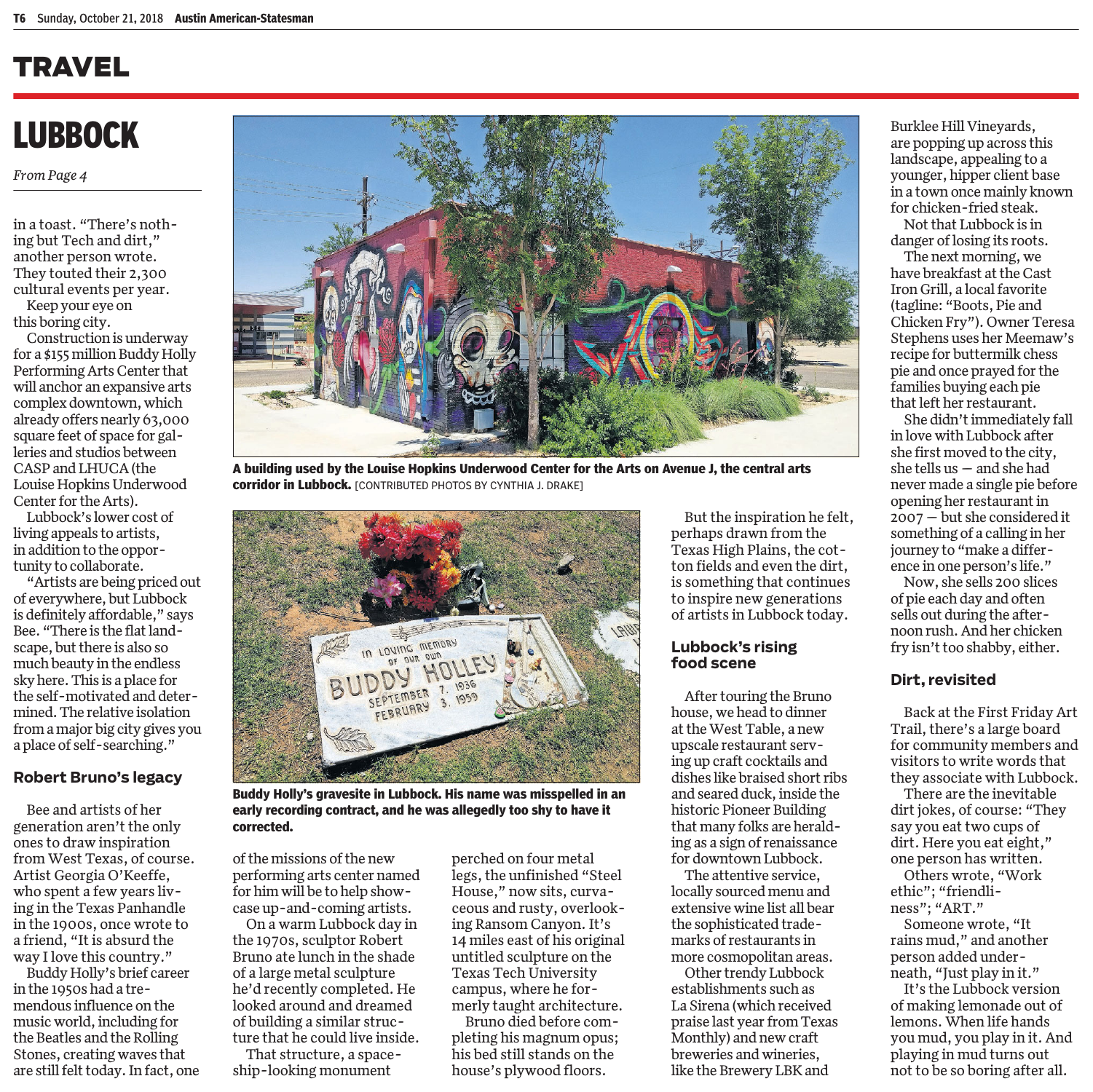# TRAVEL

## LUBBOCK

*From Page 4*

in a toast. "There's nothing but Tech and dirt," another person wrote. They touted their 2,300 cultural events per year.

Keep your eye on this boring city.

Construction is underway for a $155 million Buddy Holly Performing Arts Center that will anchor an expansive arts complex downtown, which already offers nearly 63,000 square feet of space for galleries and studios between CASP and LHUCA (the Louise Hopkins Underwood Center for the Arts).

Lubbock's lower cost of living appeals to artists, in addition to the opportunity to collaborate.

"Artists are being priced out of everywhere, but Lubbock is definitely affordable," says Bee. "There is the flat landscape, but there is also so much beauty in the endless sky here. This is a place for the self-motivated and determined. The relative isolation from a major big city gives you a place of self-searching."

### Robert Bruno's legacy

Bee and artists of her generation aren't the only ones to draw inspiration from West Texas, of course. Artist Georgia O'Keeffe, who spent a few years living in the Texas Panhandle in the 1900s, once wrote to a friend, "It is absurd the way I love this country."

Buddy Holly's brief career in the 1950s had a tremendous influence on the music world, including for the Beatles and the Rolling Stones, creating waves that are still felt today. In fact, one of the missions of the new performing arts center named for him will be to help showcase up-and-coming artists.

On a warm Lubbock day in the 1970s, sculptor Robert Bruno ate lunch in the shade of a large metal sculpture he'd recently completed. He looked around and dreamed of building a similar structure that he could live inside.

That structure, a spaceship-looking monument perched on four metal legs, the unfinished "Steel House," now sits, curvaceous and rusty, overlooking Ransom Canyon. It's 14 miles east of his original untitled sculpture on the Texas Tech University campus, where he formerly taught architecture.

Bruno died before completing his magnum opus; his bed still stands on the house's plywood floors.

But the inspiration he felt, perhaps drawn from the Texas High Plains, the cotton fields and even the dirt, is something that continues to inspire new generations of artists in Lubbock today.

**A building used by the Louise Hopkins Underwood Center for the Arts on Avenue J, the central arts corridor in Lubbock.** [CONTRIBUTED PHOTOS BY CYNTHIA J. DRAKE]

**Buddy Holly's gravesite in Lubbock. His name was misspelled in an early recording contract, and he was allegedly too shy to have it corrected.**

### Lubbock's rising food scene

After touring the Bruno house, we head to dinner at the West Table, a new upscale restaurant serving up craft cocktails and dishes like braised short ribs and seared duck, inside the historic Pioneer Building that many folks are heralding as a sign of renaissance for downtown Lubbock.

The attentive service, locally sourced menu and extensive wine list all bear the sophisticated trademarks of restaurants in more cosmopolitan areas.

Other trendy Lubbock establishments such as La Sirena (which received praise last year from Texas Monthly) and new craft breweries and wineries, like the Brewery LBK and Burklee Hill Vineyards, are popping up across this landscape, appealing to a younger, hipper client base in a town once mainly known for chicken-fried steak.

Not that Lubbock is in danger of losing its roots.

The next morning, we have breakfast at the Cast Iron Grill, a local favorite (tagline: "Boots, Pie and Chicken Fry"). Owner Teresa Stephens uses her Meemaw's recipe for buttermilk chess pie and once prayed for the families buying each pie that left her restaurant.

She didn't immediately fall in love with Lubbock after she first moved to the city, she tells us — and she had never made a single pie before opening her restaurant in 2007 — but she considered it something of a calling in her journey to "make a difference in one person's life."

Now, she sells 200 slices of pie each day and often sells out during the afternoon rush. And her chicken fry isn't too shabby, either.

### Dirt, revisited

Back at the First Friday Art Trail, there's a large board for community members and visitors to write words that they associate with Lubbock.

There are the inevitable dirt jokes, of course: "They say you eat two cups of dirt. Here you eat eight," one person has written.

Others wrote, "Work ethic"; "friendliness"; "ART."

Someone wrote, "It rains mud," and another person added underneath, "Just play in it."

It's the Lubbock version of making lemonade out of lemons. When life hands you mud, you play in it. And playing in mud turns out not to be so boring after all.